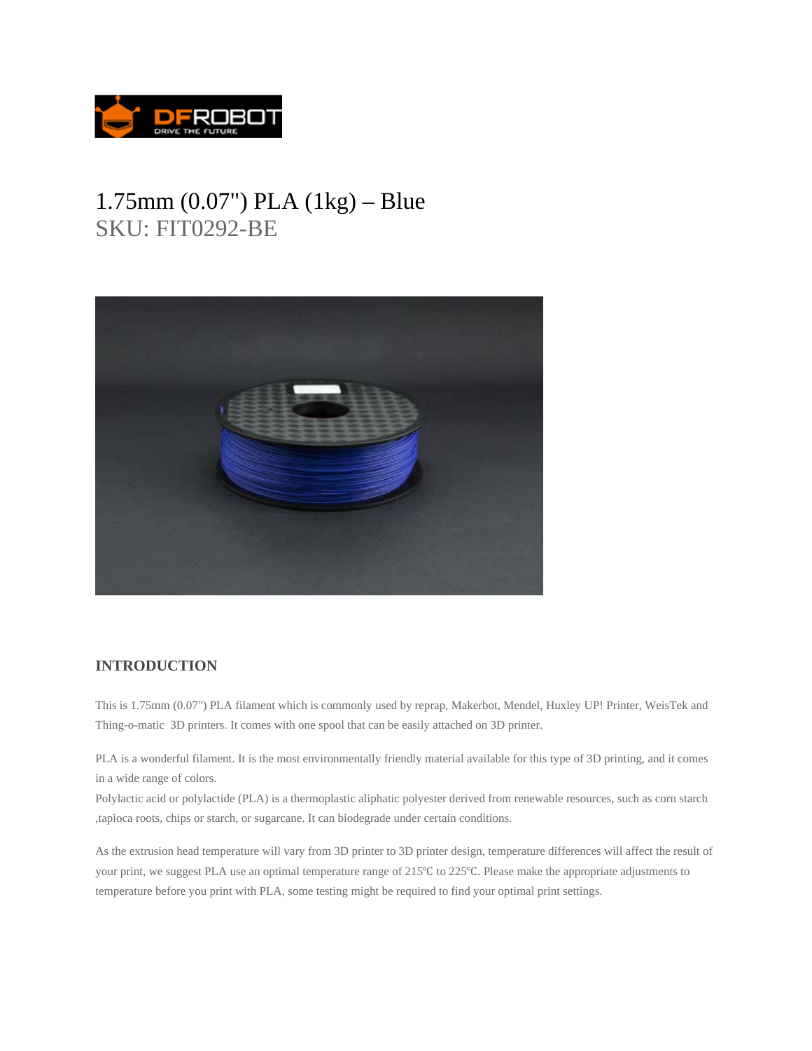# 1.75mm (0.07") PLA (1kg) – Blue

SKU: FIT0292-BE

## INTRODUCTION

This is 1.75mm (0.07") PLA filament which is commonly used by reprap, Makerbot, Mendel, Huxley UP! Printer, WeisTek and Thing-o-matic 3D printers. It comes with one spool that can be easily attached on 3D printer.

PLA is a wonderful filament. It is the most environmentally friendly material available for this type of 3D printing, and it comes in a wide range of colors.
Polylactic acid or polylactide (PLA) is a thermoplastic aliphatic polyester derived from renewable resources, such as corn starch ,tapioca roots, chips or starch, or sugarcane. It can biodegrade under certain conditions.

As the extrusion head temperature will vary from 3D printer to 3D printer design, temperature differences will affect the result of your print, we suggest PLA use an optimal temperature range of 215℃ to 225℃. Please make the appropriate adjustments to temperature before you print with PLA, some testing might be required to find your optimal print settings.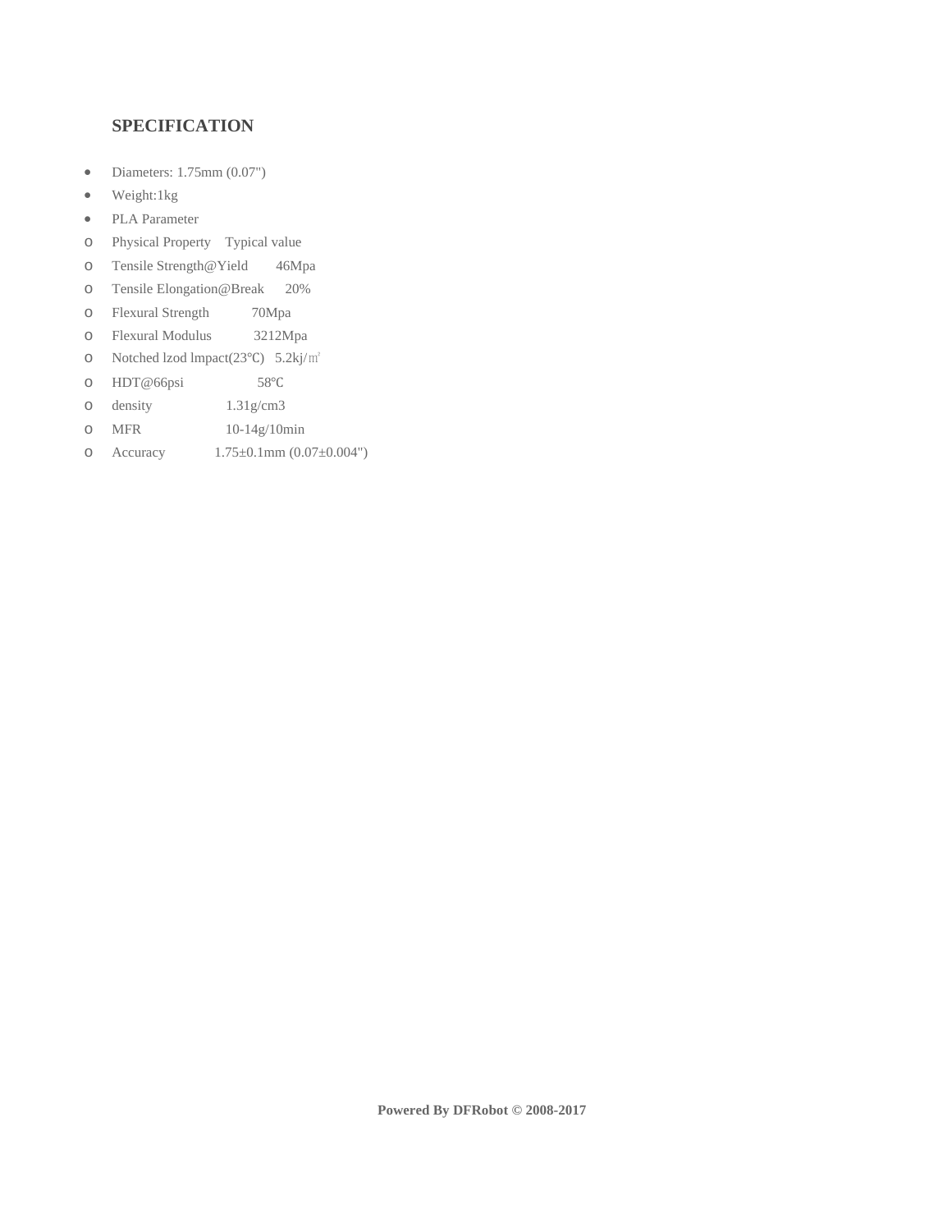## SPECIFICATION

- Diameters: 1.75mm (0.07")
- Weight:1kg
- PLA Parameter
  - Physical Property Typical value
  - Tensile Strength@Yield 46Mpa
  - Tensile Elongation@Break 20%
  - Flexural Strength 70Mpa
  - Flexural Modulus 3212Mpa
  - Notched lzod lmpact(23℃) 5.2kj/㎡
  - HDT@66psi 58℃
  - density 1.31g/cm3
  - MFR 10-14g/10min
  - Accuracy 1.75±0.1mm (0.07±0.004")